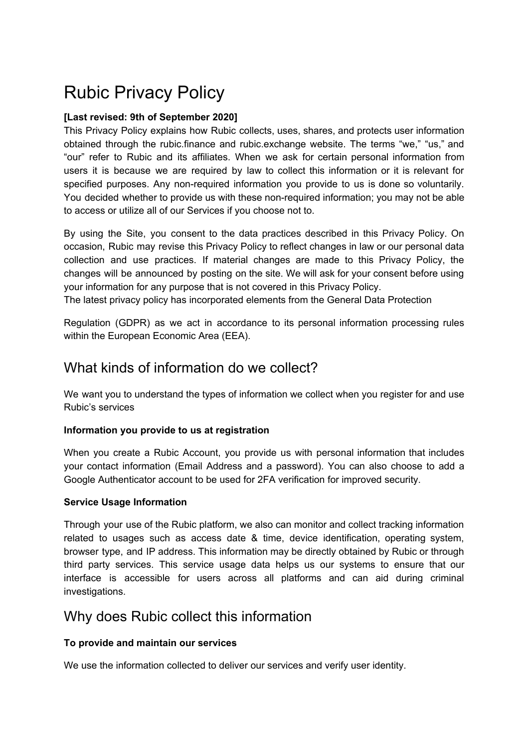# Rubic Privacy Policy

**[Last revised: 9th of September 2020]**

This Privacy Policy explains how Rubic collects, uses, shares, and protects user information obtained through the rubic.finance and rubic.exchange website. The terms "we," "us," and "our" refer to Rubic and its affiliates. When we ask for certain personal information from users it is because we are required by law to collect this information or it is relevant for specified purposes. Any non-required information you provide to us is done so voluntarily. You decided whether to provide us with these non-required information; you may not be able to access or utilize all of our Services if you choose not to.

By using the Site, you consent to the data practices described in this Privacy Policy. On occasion, Rubic may revise this Privacy Policy to reflect changes in law or our personal data collection and use practices. If material changes are made to this Privacy Policy, the changes will be announced by posting on the site. We will ask for your consent before using your information for any purpose that is not covered in this Privacy Policy.

The latest privacy policy has incorporated elements from the General Data Protection

Regulation (GDPR) as we act in accordance to its personal information processing rules within the European Economic Area (EEA).

## What kinds of information do we collect?

We want you to understand the types of information we collect when you register for and use Rubic's services

**Information you provide to us at registration**

When you create a Rubic Account, you provide us with personal information that includes your contact information (Email Address and a password). You can also choose to add a Google Authenticator account to be used for 2FA verification for improved security.

**Service Usage Information**

Through your use of the Rubic platform, we also can monitor and collect tracking information related to usages such as access date & time, device identification, operating system, browser type, and IP address. This information may be directly obtained by Rubic or through third party services. This service usage data helps us our systems to ensure that our interface is accessible for users across all platforms and can aid during criminal investigations.

## Why does Rubic collect this information

**To provide and maintain our services**

We use the information collected to deliver our services and verify user identity.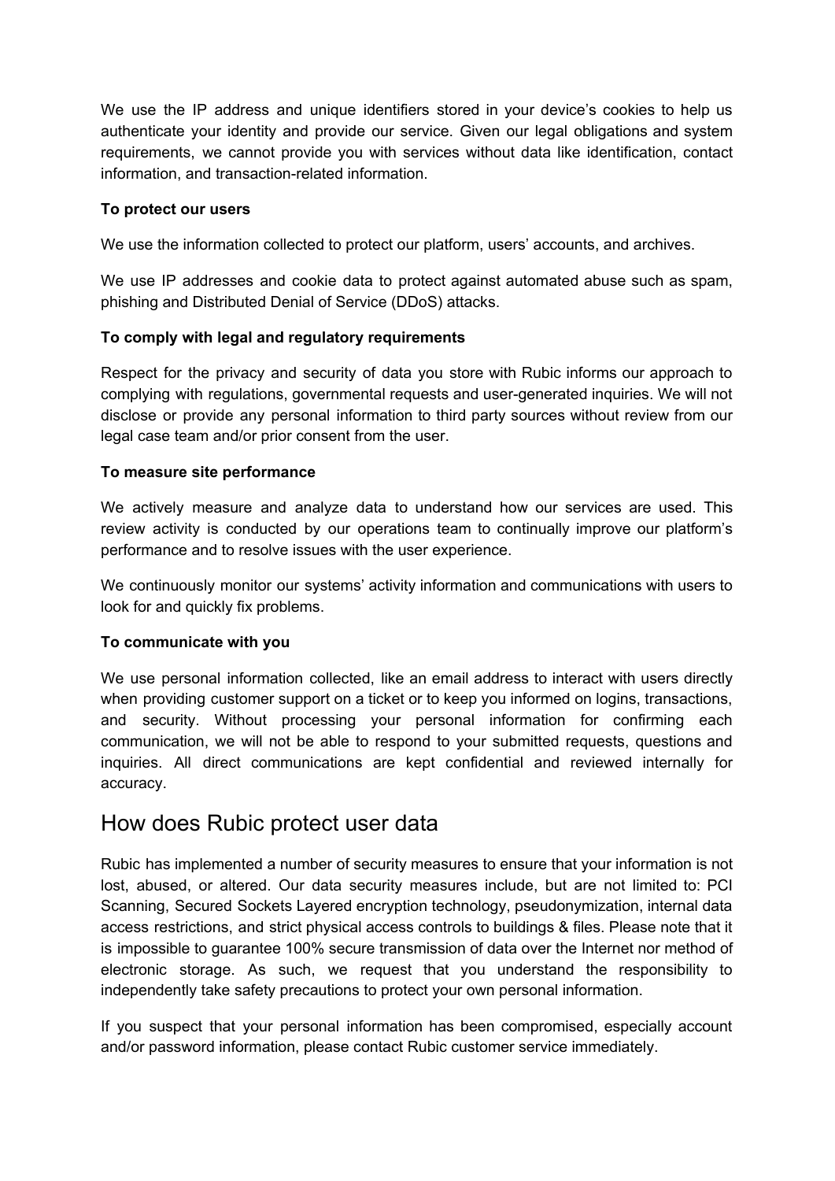We use the IP address and unique identifiers stored in your device's cookies to help us authenticate your identity and provide our service. Given our legal obligations and system requirements, we cannot provide you with services without data like identification, contact information, and transaction-related information.

**To protect our users**

We use the information collected to protect our platform, users' accounts, and archives.

We use IP addresses and cookie data to protect against automated abuse such as spam, phishing and Distributed Denial of Service (DDoS) attacks.

**To comply with legal and regulatory requirements**

Respect for the privacy and security of data you store with Rubic informs our approach to complying with regulations, governmental requests and user-generated inquiries. We will not disclose or provide any personal information to third party sources without review from our legal case team and/or prior consent from the user.

**To measure site performance**

We actively measure and analyze data to understand how our services are used. This review activity is conducted by our operations team to continually improve our platform's performance and to resolve issues with the user experience.

We continuously monitor our systems' activity information and communications with users to look for and quickly fix problems.

**To communicate with you**

We use personal information collected, like an email address to interact with users directly when providing customer support on a ticket or to keep you informed on logins, transactions, and security. Without processing your personal information for confirming each communication, we will not be able to respond to your submitted requests, questions and inquiries. All direct communications are kept confidential and reviewed internally for accuracy.

## How does Rubic protect user data

Rubic has implemented a number of security measures to ensure that your information is not lost, abused, or altered. Our data security measures include, but are not limited to: PCI Scanning, Secured Sockets Layered encryption technology, pseudonymization, internal data access restrictions, and strict physical access controls to buildings & files. Please note that it is impossible to guarantee 100% secure transmission of data over the Internet nor method of electronic storage. As such, we request that you understand the responsibility to independently take safety precautions to protect your own personal information.

If you suspect that your personal information has been compromised, especially account and/or password information, please contact Rubic customer service immediately.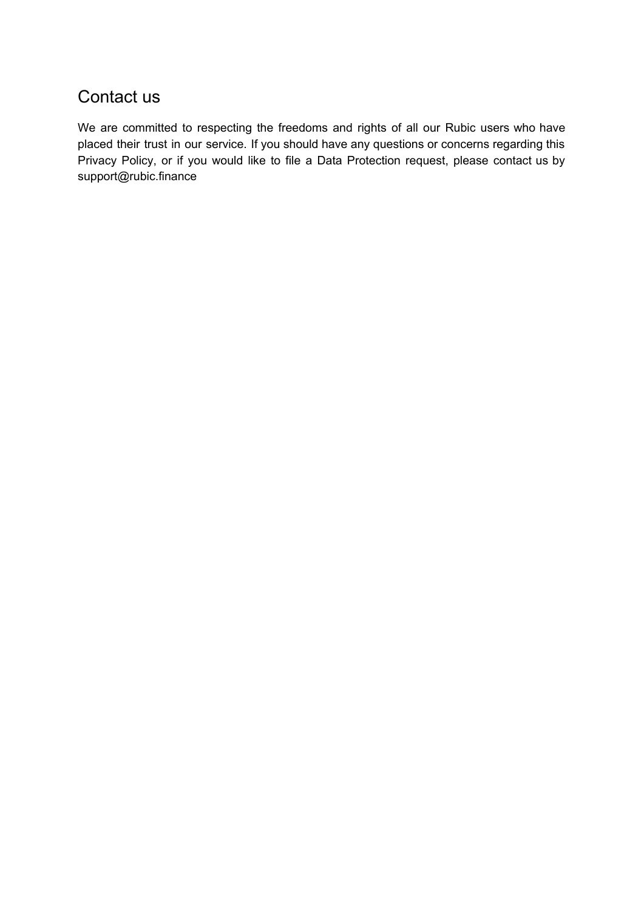## Contact us

We are committed to respecting the freedoms and rights of all our Rubic users who have placed their trust in our service. If you should have any questions or concerns regarding this Privacy Policy, or if you would like to file a Data Protection request, please contact us by support@rubic.finance